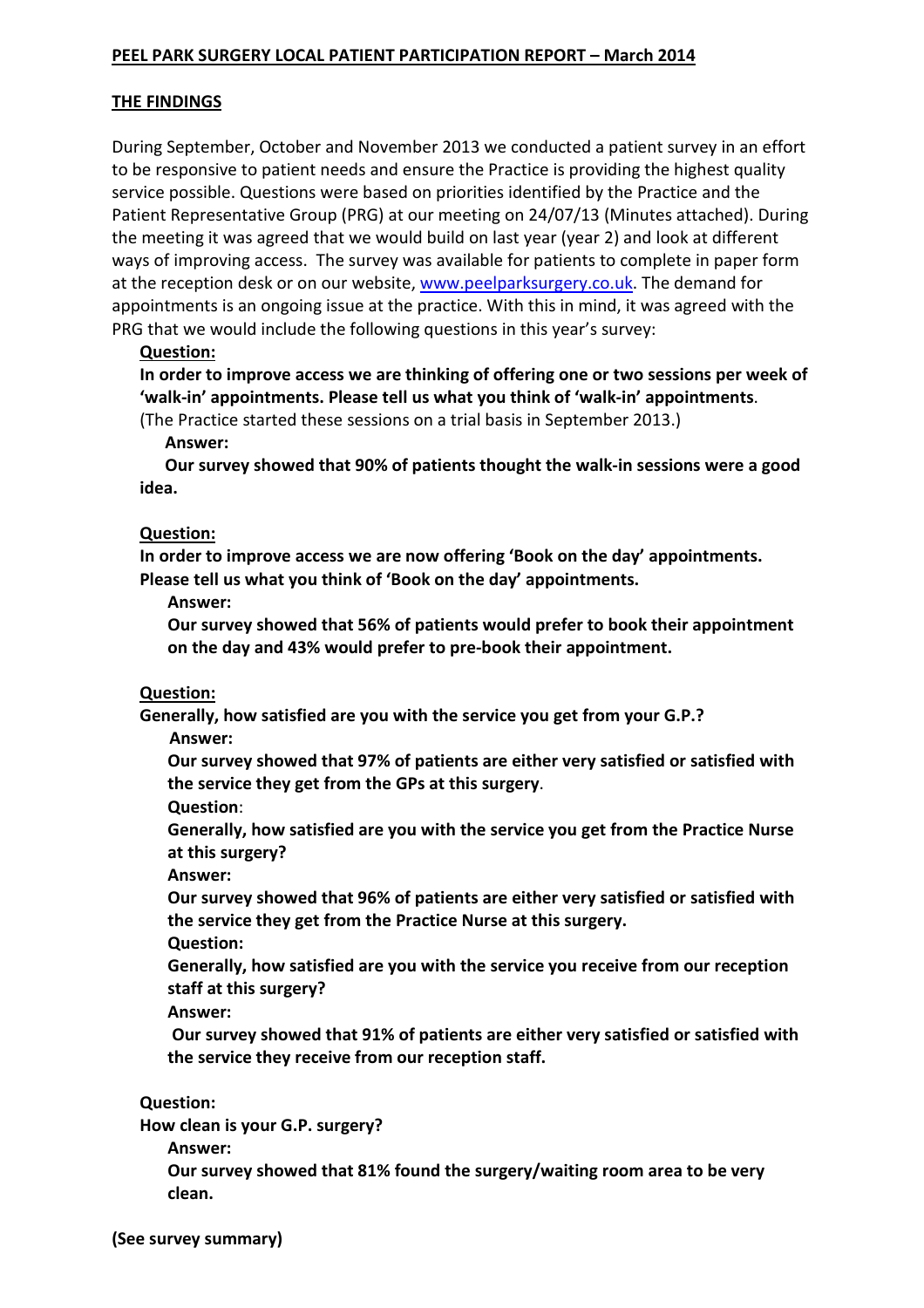**PEEL PARK SURGERY LOCAL PATIENT PARTICIPATION REPORT – March 2014**

**THE FINDINGS**

During September, October and November 2013 we conducted a patient survey in an effort to be responsive to patient needs and ensure the Practice is providing the highest quality service possible. Questions were based on priorities identified by the Practice and the Patient Representative Group (PRG) at our meeting on 24/07/13 (Minutes attached). During the meeting it was agreed that we would build on last year (year 2) and look at different ways of improving access. The survey was available for patients to complete in paper form at the reception desk or on our website, www.peelparksurgery.co.uk. The demand for appointments is an ongoing issue at the practice. With this in mind, it was agreed with the PRG that we would include the following questions in this year's survey:

**Question:**

**In order to improve access we are thinking of offering one or two sessions per week of 'walk-in' appointments. Please tell us what you think of 'walk-in' appointments**.
(The Practice started these sessions on a trial basis in September 2013.)

**Answer:**

**Our survey showed that 90% of patients thought the walk-in sessions were a good idea.**

**Question:**

**In order to improve access we are now offering 'Book on the day' appointments. Please tell us what you think of 'Book on the day' appointments.**

**Answer:**

**Our survey showed that 56% of patients would prefer to book their appointment on the day and 43% would prefer to pre-book their appointment.**

**Question:**

**Generally, how satisfied are you with the service you get from your G.P.?**

**Answer:**

**Our survey showed that 97% of patients are either very satisfied or satisfied with the service they get from the GPs at this surgery**.

**Question**:

**Generally, how satisfied are you with the service you get from the Practice Nurse at this surgery?**

**Answer:**

**Our survey showed that 96% of patients are either very satisfied or satisfied with the service they get from the Practice Nurse at this surgery.**

**Question:**

**Generally, how satisfied are you with the service you receive from our reception staff at this surgery?**

**Answer:**

**Our survey showed that 91% of patients are either very satisfied or satisfied with the service they receive from our reception staff.**

**Question:**

**How clean is your G.P. surgery?**

**Answer:**

**Our survey showed that 81% found the surgery/waiting room area to be very clean.**

**(See survey summary)**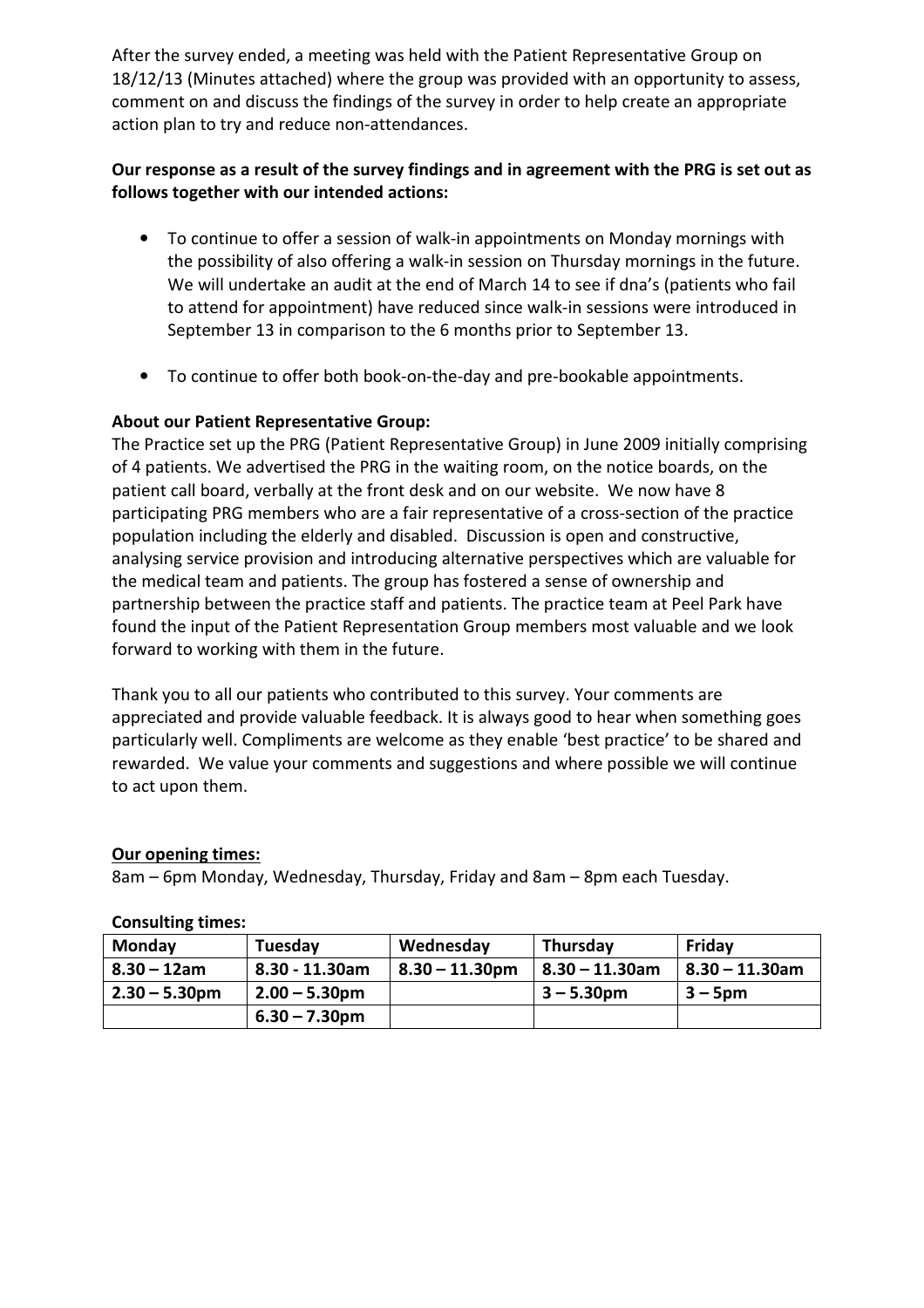After the survey ended, a meeting was held with the Patient Representative Group on 18/12/13 (Minutes attached) where the group was provided with an opportunity to assess, comment on and discuss the findings of the survey in order to help create an appropriate action plan to try and reduce non-attendances.

**Our response as a result of the survey findings and in agreement with the PRG is set out as follows together with our intended actions:**

- To continue to offer a session of walk-in appointments on Monday mornings with the possibility of also offering a walk-in session on Thursday mornings in the future. We will undertake an audit at the end of March 14 to see if dna's (patients who fail to attend for appointment) have reduced since walk-in sessions were introduced in September 13 in comparison to the 6 months prior to September 13.

- To continue to offer both book-on-the-day and pre-bookable appointments.

**About our Patient Representative Group:**
The Practice set up the PRG (Patient Representative Group) in June 2009 initially comprising of 4 patients. We advertised the PRG in the waiting room, on the notice boards, on the patient call board, verbally at the front desk and on our website. We now have 8 participating PRG members who are a fair representative of a cross-section of the practice population including the elderly and disabled. Discussion is open and constructive, analysing service provision and introducing alternative perspectives which are valuable for the medical team and patients. The group has fostered a sense of ownership and partnership between the practice staff and patients. The practice team at Peel Park have found the input of the Patient Representation Group members most valuable and we look forward to working with them in the future.

Thank you to all our patients who contributed to this survey. Your comments are appreciated and provide valuable feedback. It is always good to hear when something goes particularly well. Compliments are welcome as they enable 'best practice' to be shared and rewarded. We value your comments and suggestions and where possible we will continue to act upon them.

**Our opening times:**
8am – 6pm Monday, Wednesday, Thursday, Friday and 8am – 8pm each Tuesday.

**Consulting times:**

| Monday | Tuesday | Wednesday | Thursday | Friday |
|---|---|---|---|---|
| 8.30 – 12am | 8.30 - 11.30am | 8.30 – 11.30pm | 8.30 – 11.30am | 8.30 – 11.30am |
| 2.30 – 5.30pm | 2.00 – 5.30pm | | 3 – 5.30pm | 3 – 5pm |
| | 6.30 – 7.30pm | | | |